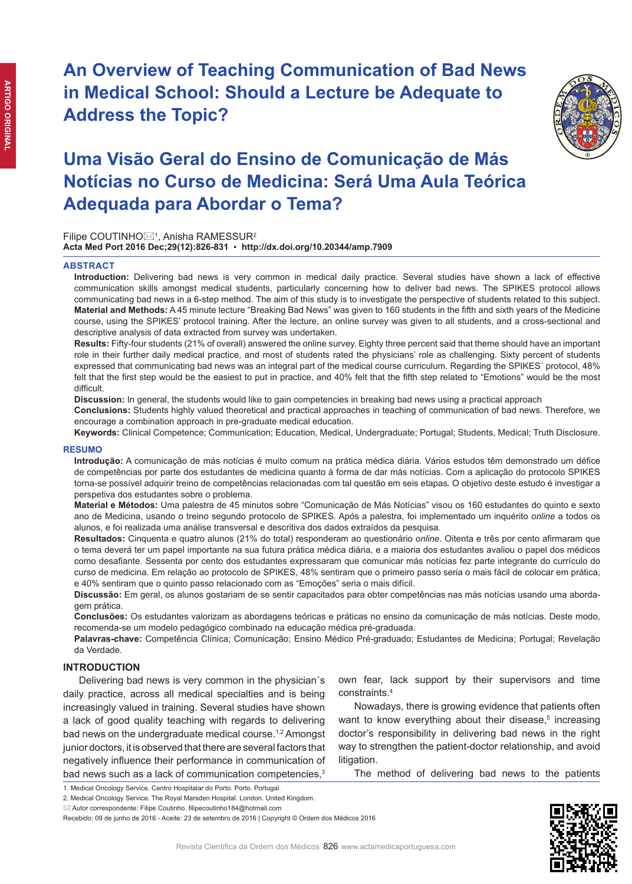# An Overview of Teaching Communication of Bad News in Medical School: Should a Lecture be Adequate to Address the Topic?

# Uma Visão Geral do Ensino de Comunicação de Más Notícias no Curso de Medicina: Será Uma Aula Teórica Adequada para Abordar o Tema?

Filipe COUTINHO✉[1], Anisha RAMESSUR[2]

**Acta Med Port 2016 Dec;29(12):826-831 ▪ http://dx.doi.org/10.20344/amp.7909**

## ABSTRACT

**Introduction:** Delivering bad news is very common in medical daily practice. Several studies have shown a lack of effective communication skills amongst medical students, particularly concerning how to deliver bad news. The SPIKES protocol allows communicating bad news in a 6-step method. The aim of this study is to investigate the perspective of students related to this subject.

**Material and Methods:** A 45 minute lecture "Breaking Bad News" was given to 160 students in the fifth and sixth years of the Medicine course, using the SPIKES' protocol training. After the lecture, an online survey was given to all students, and a cross-sectional and descriptive analysis of data extracted from survey was undertaken.

**Results:** Fifty-four students (21% of overall) answered the online survey. Eighty three percent said that theme should have an important role in their further daily medical practice, and most of students rated the physicians' role as challenging. Sixty percent of students expressed that communicating bad news was an integral part of the medical course curriculum. Regarding the SPIKES´ protocol, 48% felt that the first step would be the easiest to put in practice, and 40% felt that the fifth step related to "Emotions" would be the most difficult.

**Discussion:** In general, the students would like to gain competencies in breaking bad news using a practical approach

**Conclusions:** Students highly valued theoretical and practical approaches in teaching of communication of bad news. Therefore, we encourage a combination approach in pre-graduate medical education.

**Keywords:** Clinical Competence; Communication; Education, Medical, Undergraduate; Portugal; Students, Medical; Truth Disclosure.

## RESUMO

**Introdução:** A comunicação de más notícias é muito comum na prática médica diária. Vários estudos têm demonstrado um défice de competências por parte dos estudantes de medicina quanto à forma de dar más notícias. Com a aplicação do protocolo SPIKES torna-se possível adquirir treino de competências relacionadas com tal questão em seis etapas. O objetivo deste estudo é investigar a perspetiva dos estudantes sobre o problema.

**Material e Métodos:** Uma palestra de 45 minutos sobre "Comunicação de Más Notícias" visou os 160 estudantes do quinto e sexto ano de Medicina, usando o treino segundo protocolo de SPIKES. Após a palestra, foi implementado um inquérito *online* a todos os alunos, e foi realizada uma análise transversal e descritiva dos dados extraídos da pesquisa.

**Resultados:** Cinquenta e quatro alunos (21% do total) responderam ao questionário *online*. Oitenta e três por cento afirmaram que o tema deverá ter um papel importante na sua futura prática médica diária, e a maioria dos estudantes avaliou o papel dos médicos como desafiante. Sessenta por cento dos estudantes expressaram que comunicar más notícias fez parte integrante do currículo do curso de medicina. Em relação ao protocolo de SPIKES, 48% sentiram que o primeiro passo seria o mais fácil de colocar em prática, e 40% sentiram que o quinto passo relacionado com as "Emoções" seria o mais difícil.

**Discussão:** Em geral, os alunos gostariam de se sentir capacitados para obter competências nas más notícias usando uma abordagem prática.

**Conclusões:** Os estudantes valorizam as abordagens teóricas e práticas no ensino da comunicação de más notícias. Deste modo, recomenda-se um modelo pedagógico combinado na educação médica pré-graduada.

**Palavras-chave:** Competência Clínica; Comunicação; Ensino Médico Pré-graduado; Estudantes de Medicina; Portugal; Revelação da Verdade.

## INTRODUCTION

Delivering bad news is very common in the physician´s daily practice, across all medical specialties and is being increasingly valued in training. Several studies have shown a lack of good quality teaching with regards to delivering bad news on the undergraduate medical course.[1,2] Amongst junior doctors, it is observed that there are several factors that negatively influence their performance in communication of bad news such as a lack of communication competencies,[3] own fear, lack support by their supervisors and time constraints.[4]

Nowadays, there is growing evidence that patients often want to know everything about their disease,[5] increasing doctor's responsibility in delivering bad news in the right way to strengthen the patient-doctor relationship, and avoid litigation.

The method of delivering bad news to the patients

1. Medical Oncology Service. Centro Hospitalar do Porto. Porto. Portugal.
2. Medical Oncology Service. The Royal Marsden Hospital. London. United Kingdom.

✉ Autor correspondente: Filipe Coutinho. filipecoutinho184@hotmail.com

Recebido: 09 de junho de 2016 - Aceite: 23 de setembro de 2016 | Copyright © Ordem dos Médicos 2016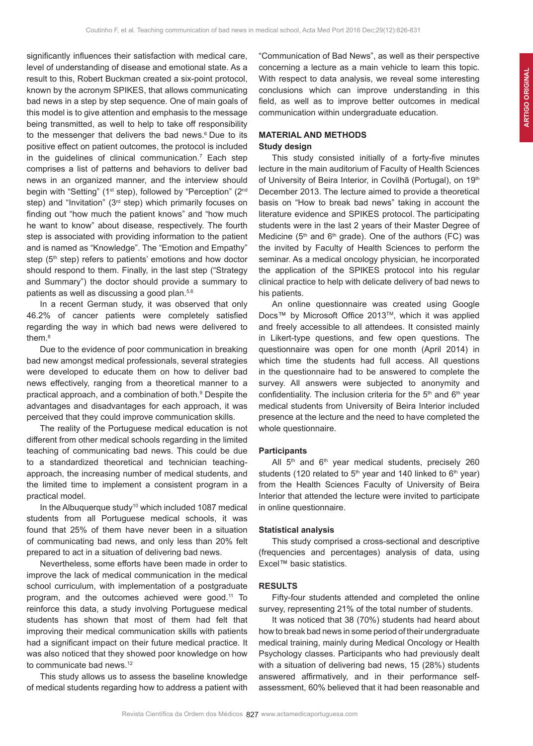significantly influences their satisfaction with medical care, level of understanding of disease and emotional state. As a result to this, Robert Buckman created a six-point protocol, known by the acronym SPIKES, that allows communicating bad news in a step by step sequence. One of main goals of this model is to give attention and emphasis to the message being transmitted, as well to help to take off responsibility to the messenger that delivers the bad news.[6] Due to its positive effect on patient outcomes, the protocol is included in the guidelines of clinical communication.[7] Each step comprises a list of patterns and behaviors to deliver bad news in an organized manner, and the interview should begin with "Setting" (1st step), followed by "Perception" (2nd step) and "Invitation" (3rd step) which primarily focuses on finding out "how much the patient knows" and "how much he want to know" about disease, respectively. The fourth step is associated with providing information to the patient and is named as "Knowledge". The "Emotion and Empathy" step (5th step) refers to patients' emotions and how doctor should respond to them. Finally, in the last step ("Strategy and Summary") the doctor should provide a summary to patients as well as discussing a good plan.[5,6]

In a recent German study, it was observed that only 46.2% of cancer patients were completely satisfied regarding the way in which bad news were delivered to them.[8]

Due to the evidence of poor communication in breaking bad new amongst medical professionals, several strategies were developed to educate them on how to deliver bad news effectively, ranging from a theoretical manner to a practical approach, and a combination of both.[9] Despite the advantages and disadvantages for each approach, it was perceived that they could improve communication skills.

The reality of the Portuguese medical education is not different from other medical schools regarding in the limited teaching of communicating bad news. This could be due to a standardized theoretical and technician teaching-approach, the increasing number of medical students, and the limited time to implement a consistent program in a practical model.

In the Albuquerque study[10] which included 1087 medical students from all Portuguese medical schools, it was found that 25% of them have never been in a situation of communicating bad news, and only less than 20% felt prepared to act in a situation of delivering bad news.

Nevertheless, some efforts have been made in order to improve the lack of medical communication in the medical school curriculum, with implementation of a postgraduate program, and the outcomes achieved were good.[11] To reinforce this data, a study involving Portuguese medical students has shown that most of them had felt that improving their medical communication skills with patients had a significant impact on their future medical practice. It was also noticed that they showed poor knowledge on how to communicate bad news.[12]

This study allows us to assess the baseline knowledge of medical students regarding how to address a patient with "Communication of Bad News", as well as their perspective concerning a lecture as a main vehicle to learn this topic. With respect to data analysis, we reveal some interesting conclusions which can improve understanding in this field, as well as to improve better outcomes in medical communication within undergraduate education.

## MATERIAL AND METHODS

### Study design

This study consisted initially of a forty-five minutes lecture in the main auditorium of Faculty of Health Sciences of University of Beira Interior, in Covilhã (Portugal), on 19th December 2013. The lecture aimed to provide a theoretical basis on "How to break bad news" taking in account the literature evidence and SPIKES protocol. The participating students were in the last 2 years of their Master Degree of Medicine (5th and 6th grade). One of the authors (FC) was the invited by Faculty of Health Sciences to perform the seminar. As a medical oncology physician, he incorporated the application of the SPIKES protocol into his regular clinical practice to help with delicate delivery of bad news to his patients.

An online questionnaire was created using Google Docs™ by Microsoft Office 2013™, which it was applied and freely accessible to all attendees. It consisted mainly in Likert-type questions, and few open questions. The questionnaire was open for one month (April 2014) in which time the students had full access. All questions in the questionnaire had to be answered to complete the survey. All answers were subjected to anonymity and confidentiality. The inclusion criteria for the 5th and 6th year medical students from University of Beira Interior included presence at the lecture and the need to have completed the whole questionnaire.

### Participants

All 5th and 6th year medical students, precisely 260 students (120 related to 5th year and 140 linked to 6th year) from the Health Sciences Faculty of University of Beira Interior that attended the lecture were invited to participate in online questionnaire.

### Statistical analysis

This study comprised a cross-sectional and descriptive (frequencies and percentages) analysis of data, using Excel™ basic statistics.

## RESULTS

Fifty-four students attended and completed the online survey, representing 21% of the total number of students.

It was noticed that 38 (70%) students had heard about how to break bad news in some period of their undergraduate medical training, mainly during Medical Oncology or Health Psychology classes. Participants who had previously dealt with a situation of delivering bad news, 15 (28%) students answered affirmatively, and in their performance self-assessment, 60% believed that it had been reasonable and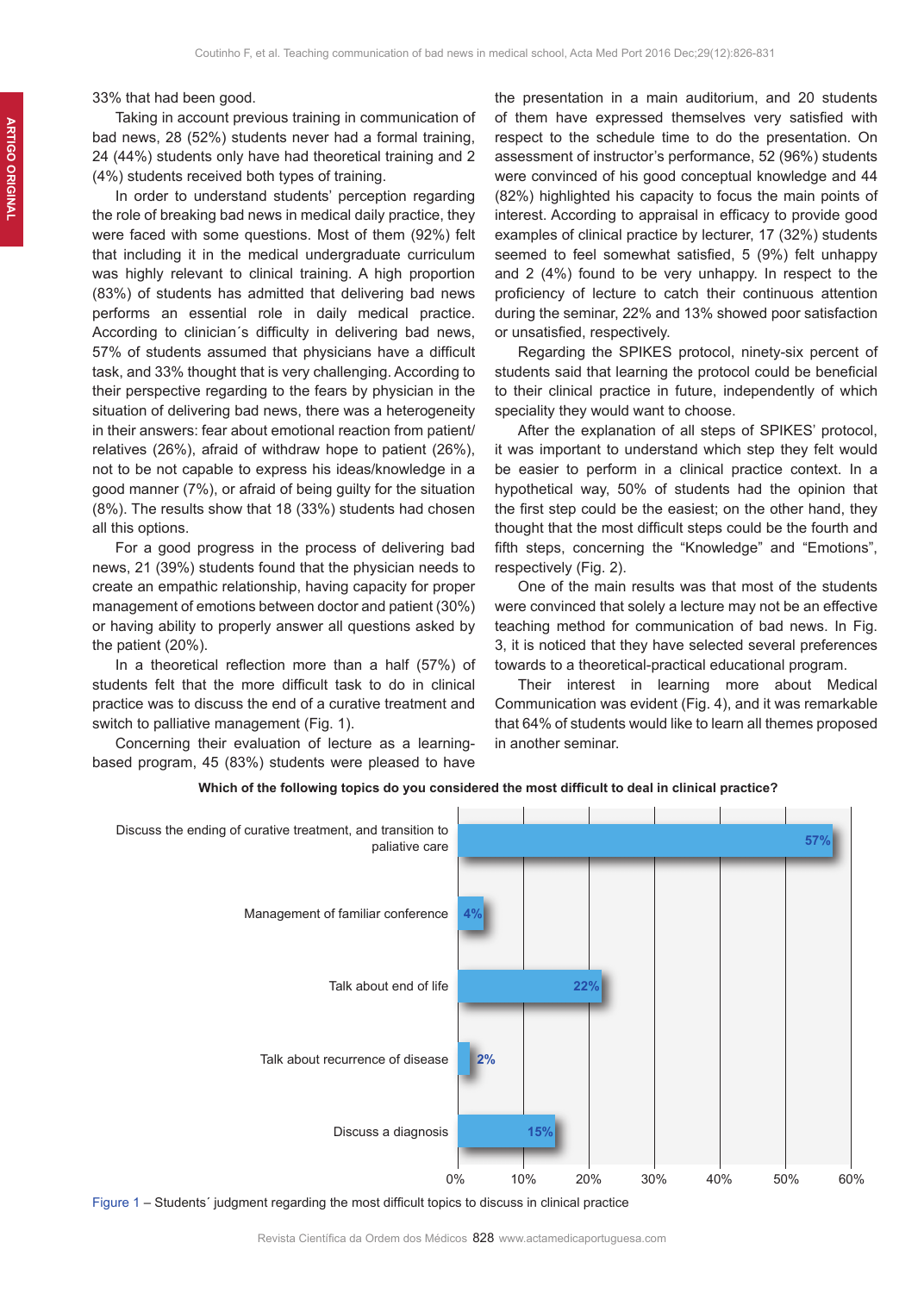33% that had been good.

Taking in account previous training in communication of bad news, 28 (52%) students never had a formal training, 24 (44%) students only have had theoretical training and 2 (4%) students received both types of training.

In order to understand students' perception regarding the role of breaking bad news in medical daily practice, they were faced with some questions. Most of them (92%) felt that including it in the medical undergraduate curriculum was highly relevant to clinical training. A high proportion (83%) of students has admitted that delivering bad news performs an essential role in daily medical practice. According to clinician´s difficulty in delivering bad news, 57% of students assumed that physicians have a difficult task, and 33% thought that is very challenging. According to their perspective regarding to the fears by physician in the situation of delivering bad news, there was a heterogeneity in their answers: fear about emotional reaction from patient/relatives (26%), afraid of withdraw hope to patient (26%), not to be not capable to express his ideas/knowledge in a good manner (7%), or afraid of being guilty for the situation (8%). The results show that 18 (33%) students had chosen all this options.

For a good progress in the process of delivering bad news, 21 (39%) students found that the physician needs to create an empathic relationship, having capacity for proper management of emotions between doctor and patient (30%) or having ability to properly answer all questions asked by the patient (20%).

In a theoretical reflection more than a half (57%) of students felt that the more difficult task to do in clinical practice was to discuss the end of a curative treatment and switch to palliative management (Fig. 1).

Concerning their evaluation of lecture as a learning-based program, 45 (83%) students were pleased to have the presentation in a main auditorium, and 20 students of them have expressed themselves very satisfied with respect to the schedule time to do the presentation. On assessment of instructor's performance, 52 (96%) students were convinced of his good conceptual knowledge and 44 (82%) highlighted his capacity to focus the main points of interest. According to appraisal in efficacy to provide good examples of clinical practice by lecturer, 17 (32%) students seemed to feel somewhat satisfied, 5 (9%) felt unhappy and 2 (4%) found to be very unhappy. In respect to the proficiency of lecture to catch their continuous attention during the seminar, 22% and 13% showed poor satisfaction or unsatisfied, respectively.

Regarding the SPIKES protocol, ninety-six percent of students said that learning the protocol could be beneficial to their clinical practice in future, independently of which speciality they would want to choose.

After the explanation of all steps of SPIKES' protocol, it was important to understand which step they felt would be easier to perform in a clinical practice context. In a hypothetical way, 50% of students had the opinion that the first step could be the easiest; on the other hand, they thought that the most difficult steps could be the fourth and fifth steps, concerning the "Knowledge" and "Emotions", respectively (Fig. 2).

One of the main results was that most of the students were convinced that solely a lecture may not be an effective teaching method for communication of bad news. In Fig. 3, it is noticed that they have selected several preferences towards to a theoretical-practical educational program.

Their interest in learning more about Medical Communication was evident (Fig. 4), and it was remarkable that 64% of students would like to learn all themes proposed in another seminar.

**Which of the following topics do you considered the most difficult to deal in clinical practice?**

| Topic | % |
|---|---|
| Discuss the ending of curative treatment, and transition to paliative care | 57% |
| Management of familiar conference | 4% |
| Talk about end of life | 22% |
| Talk about recurrence of disease | 2% |
| Discuss a diagnosis | 15% |

Figure 1 – Students´ judgment regarding the most difficult topics to discuss in clinical practice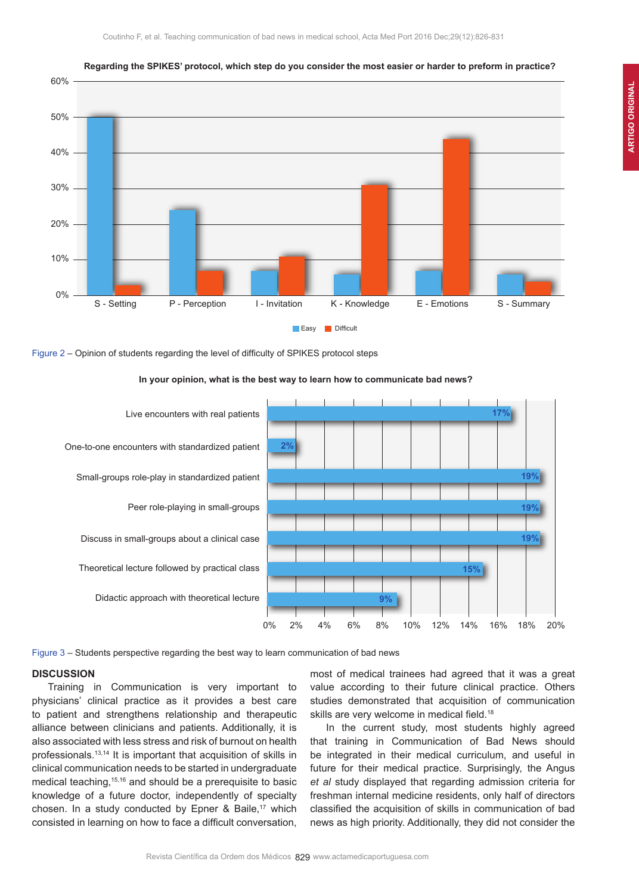Regarding the SPIKES' protocol, which step do you consider the most easier or harder to preform in practice?

Figure 2 – Opinion of students regarding the level of difficulty of SPIKES protocol steps

In your opinion, what is the best way to learn how to communicate bad news?

Figure 3 – Students perspective regarding the best way to learn communication of bad news

## DISCUSSION

Training in Communication is very important to physicians' clinical practice as it provides a best care to patient and strengthens relationship and therapeutic alliance between clinicians and patients. Additionally, it is also associated with less stress and risk of burnout on health professionals.[13,14] It is important that acquisition of skills in clinical communication needs to be started in undergraduate medical teaching,[15,16] and should be a prerequisite to basic knowledge of a future doctor, independently of specialty chosen. In a study conducted by Epner & Baile,[17] which consisted in learning on how to face a difficult conversation, most of medical trainees had agreed that it was a great value according to their future clinical practice. Others studies demonstrated that acquisition of communication skills are very welcome in medical field.[18]

In the current study, most students highly agreed that training in Communication of Bad News should be integrated in their medical curriculum, and useful in future for their medical practice. Surprisingly, the Angus *et al* study displayed that regarding admission criteria for freshman internal medicine residents, only half of directors classified the acquisition of skills in communication of bad news as high priority. Additionally, they did not consider the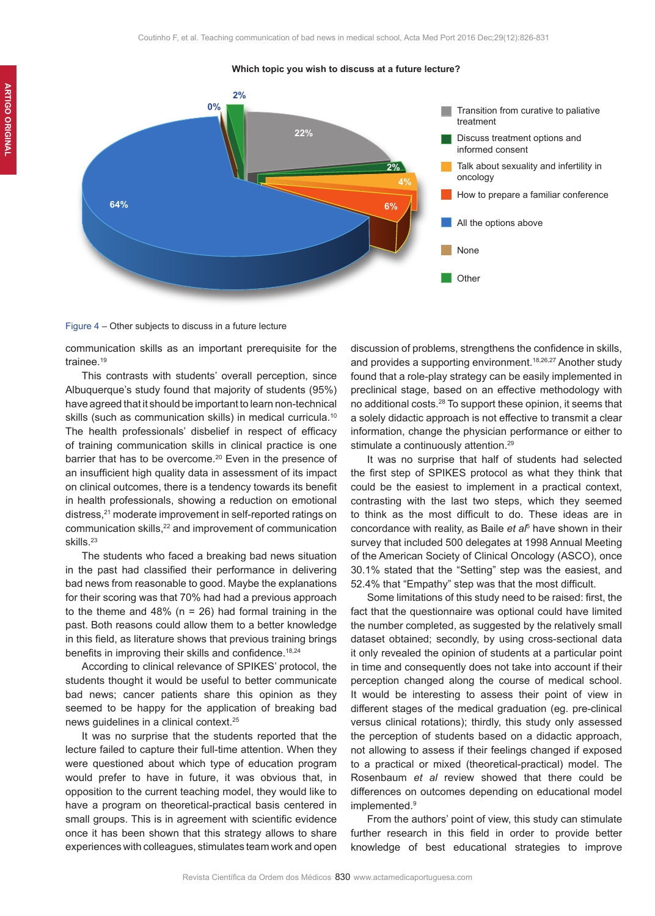**Which topic you wish to discuss at a future lecture?**

| Topic | % |
|---|---|
| Transition from curative to paliative treatment | 22% |
| Discuss treatment options and informed consent | 2% |
| Talk about sexuality and infertility in oncology | 4% |
| How to prepare a familiar conference | 6% |
| All the options above | 64% |
| None | 0% |
| Other | 2% |

Figure 4 – Other subjects to discuss in a future lecture

communication skills as an important prerequisite for the trainee.[19]

This contrasts with students' overall perception, since Albuquerque's study found that majority of students (95%) have agreed that it should be important to learn non-technical skills (such as communication skills) in medical curricula.[10] The health professionals' disbelief in respect of efficacy of training communication skills in clinical practice is one barrier that has to be overcome.[20] Even in the presence of an insufficient high quality data in assessment of its impact on clinical outcomes, there is a tendency towards its benefit in health professionals, showing a reduction on emotional distress,[21] moderate improvement in self-reported ratings on communication skills,[22] and improvement of communication skills.[23]

The students who faced a breaking bad news situation in the past had classified their performance in delivering bad news from reasonable to good. Maybe the explanations for their scoring was that 70% had had a previous approach to the theme and 48% (n = 26) had formal training in the past. Both reasons could allow them to a better knowledge in this field, as literature shows that previous training brings benefits in improving their skills and confidence.[18,24]

According to clinical relevance of SPIKES' protocol, the students thought it would be useful to better communicate bad news; cancer patients share this opinion as they seemed to be happy for the application of breaking bad news guidelines in a clinical context.[25]

It was no surprise that the students reported that the lecture failed to capture their full-time attention. When they were questioned about which type of education program would prefer to have in future, it was obvious that, in opposition to the current teaching model, they would like to have a program on theoretical-practical basis centered in small groups. This is in agreement with scientific evidence once it has been shown that this strategy allows to share experiences with colleagues, stimulates team work and open discussion of problems, strengthens the confidence in skills, and provides a supporting environment.[18,26,27] Another study found that a role-play strategy can be easily implemented in preclinical stage, based on an effective methodology with no additional costs.[28] To support these opinion, it seems that a solely didactic approach is not effective to transmit a clear information, change the physician performance or either to stimulate a continuously attention.[29]

It was no surprise that half of students had selected the first step of SPIKES protocol as what they think that could be the easiest to implement in a practical context, contrasting with the last two steps, which they seemed to think as the most difficult to do. These ideas are in concordance with reality, as Baile *et al*[5] have shown in their survey that included 500 delegates at 1998 Annual Meeting of the American Society of Clinical Oncology (ASCO), once 30.1% stated that the "Setting" step was the easiest, and 52.4% that "Empathy" step was that the most difficult.

Some limitations of this study need to be raised: first, the fact that the questionnaire was optional could have limited the number completed, as suggested by the relatively small dataset obtained; secondly, by using cross-sectional data it only revealed the opinion of students at a particular point in time and consequently does not take into account if their perception changed along the course of medical school. It would be interesting to assess their point of view in different stages of the medical graduation (eg. pre-clinical versus clinical rotations); thirdly, this study only assessed the perception of students based on a didactic approach, not allowing to assess if their feelings changed if exposed to a practical or mixed (theoretical-practical) model. The Rosenbaum *et al* review showed that there could be differences on outcomes depending on educational model implemented.[9]

From the authors' point of view, this study can stimulate further research in this field in order to provide better knowledge of best educational strategies to improve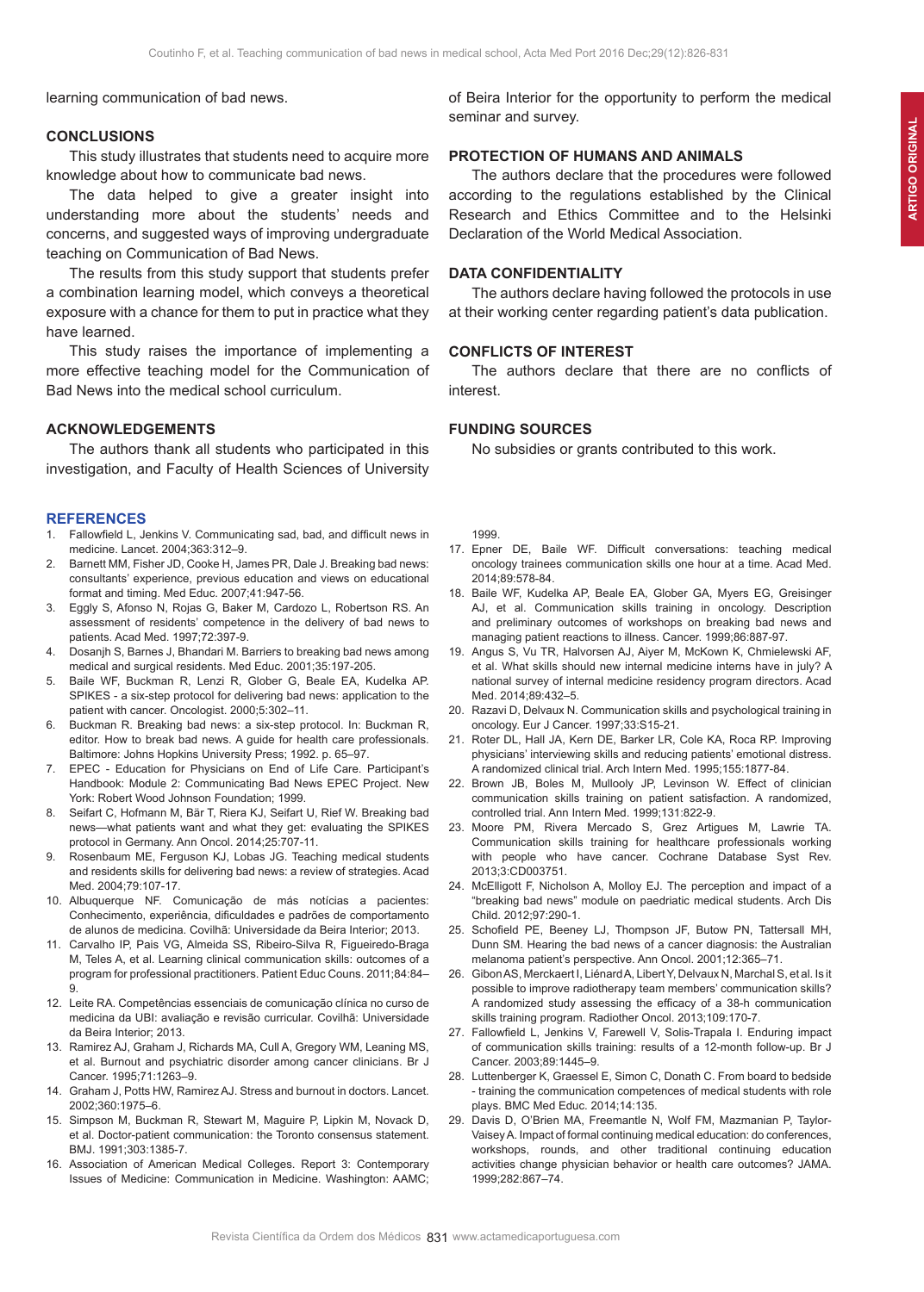learning communication of bad news.

## CONCLUSIONS

This study illustrates that students need to acquire more knowledge about how to communicate bad news.

The data helped to give a greater insight into understanding more about the students' needs and concerns, and suggested ways of improving undergraduate teaching on Communication of Bad News.

The results from this study support that students prefer a combination learning model, which conveys a theoretical exposure with a chance for them to put in practice what they have learned.

This study raises the importance of implementing a more effective teaching model for the Communication of Bad News into the medical school curriculum.

## ACKNOWLEDGEMENTS

The authors thank all students who participated in this investigation, and Faculty of Health Sciences of University of Beira Interior for the opportunity to perform the medical seminar and survey.

## PROTECTION OF HUMANS AND ANIMALS

The authors declare that the procedures were followed according to the regulations established by the Clinical Research and Ethics Committee and to the Helsinki Declaration of the World Medical Association.

## DATA CONFIDENTIALITY

The authors declare having followed the protocols in use at their working center regarding patient's data publication.

## CONFLICTS OF INTEREST

The authors declare that there are no conflicts of interest.

## FUNDING SOURCES

No subsidies or grants contributed to this work.

## REFERENCES

1. Fallowfield L, Jenkins V. Communicating sad, bad, and difficult news in medicine. Lancet. 2004;363:312–9.
2. Barnett MM, Fisher JD, Cooke H, James PR, Dale J. Breaking bad news: consultants' experience, previous education and views on educational format and timing. Med Educ. 2007;41:947-56.
3. Eggly S, Afonso N, Rojas G, Baker M, Cardozo L, Robertson RS. An assessment of residents' competence in the delivery of bad news to patients. Acad Med. 1997;72:397-9.
4. Dosanjh S, Barnes J, Bhandari M. Barriers to breaking bad news among medical and surgical residents. Med Educ. 2001;35:197-205.
5. Baile WF, Buckman R, Lenzi R, Glober G, Beale EA, Kudelka AP. SPIKES - a six-step protocol for delivering bad news: application to the patient with cancer. Oncologist. 2000;5:302–11.
6. Buckman R. Breaking bad news: a six-step protocol. In: Buckman R, editor. How to break bad news. A guide for health care professionals. Baltimore: Johns Hopkins University Press; 1992. p. 65–97.
7. EPEC - Education for Physicians on End of Life Care. Participant's Handbook: Module 2: Communicating Bad News EPEC Project. New York: Robert Wood Johnson Foundation; 1999.
8. Seifart C, Hofmann M, Bär T, Riera KJ, Seifart U, Rief W. Breaking bad news—what patients want and what they get: evaluating the SPIKES protocol in Germany. Ann Oncol. 2014;25:707-11.
9. Rosenbaum ME, Ferguson KJ, Lobas JG. Teaching medical students and residents skills for delivering bad news: a review of strategies. Acad Med. 2004;79:107-17.
10. Albuquerque NF. Comunicação de más notícias a pacientes: Conhecimento, experiência, dificuldades e padrões de comportamento de alunos de medicina. Covilhã: Universidade da Beira Interior; 2013.
11. Carvalho IP, Pais VG, Almeida SS, Ribeiro-Silva R, Figueiredo-Braga M, Teles A, et al. Learning clinical communication skills: outcomes of a program for professional practitioners. Patient Educ Couns. 2011;84:84–9.
12. Leite RA. Competências essenciais de comunicação clínica no curso de medicina da UBI: avaliação e revisão curricular. Covilhã: Universidade da Beira Interior; 2013.
13. Ramirez AJ, Graham J, Richards MA, Cull A, Gregory WM, Leaning MS, et al. Burnout and psychiatric disorder among cancer clinicians. Br J Cancer. 1995;71:1263–9.
14. Graham J, Potts HW, Ramirez AJ. Stress and burnout in doctors. Lancet. 2002;360:1975–6.
15. Simpson M, Buckman R, Stewart M, Maguire P, Lipkin M, Novack D, et al. Doctor-patient communication: the Toronto consensus statement. BMJ. 1991;303:1385-7.
16. Association of American Medical Colleges. Report 3: Contemporary Issues of Medicine: Communication in Medicine. Washington: AAMC; 1999.
17. Epner DE, Baile WF. Difficult conversations: teaching medical oncology trainees communication skills one hour at a time. Acad Med. 2014;89:578-84.
18. Baile WF, Kudelka AP, Beale EA, Glober GA, Myers EG, Greisinger AJ, et al. Communication skills training in oncology. Description and preliminary outcomes of workshops on breaking bad news and managing patient reactions to illness. Cancer. 1999;86:887-97.
19. Angus S, Vu TR, Halvorsen AJ, Aiyer M, McKown K, Chmielewski AF, et al. What skills should new internal medicine interns have in july? A national survey of internal medicine residency program directors. Acad Med. 2014;89:432–5.
20. Razavi D, Delvaux N. Communication skills and psychological training in oncology. Eur J Cancer. 1997;33:S15-21.
21. Roter DL, Hall JA, Kern DE, Barker LR, Cole KA, Roca RP. Improving physicians' interviewing skills and reducing patients' emotional distress. A randomized clinical trial. Arch Intern Med. 1995;155:1877-84.
22. Brown JB, Boles M, Mullooly JP, Levinson W. Effect of clinician communication skills training on patient satisfaction. A randomized, controlled trial. Ann Intern Med. 1999;131:822-9.
23. Moore PM, Rivera Mercado S, Grez Artigues M, Lawrie TA. Communication skills training for healthcare professionals working with people who have cancer. Cochrane Database Syst Rev. 2013;3:CD003751.
24. McElligott F, Nicholson A, Molloy EJ. The perception and impact of a "breaking bad news" module on paediatric medical students. Arch Dis Child. 2012;97:290-1.
25. Schofield PE, Beeney LJ, Thompson JF, Butow PN, Tattersall MH, Dunn SM. Hearing the bad news of a cancer diagnosis: the Australian melanoma patient's perspective. Ann Oncol. 2001;12:365–71.
26. Gibon AS, Merckaert I, Liénard A, Libert Y, Delvaux N, Marchal S, et al. Is it possible to improve radiotherapy team members' communication skills? A randomized study assessing the efficacy of a 38-h communication skills training program. Radiother Oncol. 2013;109:170-7.
27. Fallowfield L, Jenkins V, Farewell V, Solis-Trapala I. Enduring impact of communication skills training: results of a 12-month follow-up. Br J Cancer. 2003;89:1445–9.
28. Luttenberger K, Graessel E, Simon C, Donath C. From board to bedside - training the communication competences of medical students with role plays. BMC Med Educ. 2014;14:135.
29. Davis D, O'Brien MA, Freemantle N, Wolf FM, Mazmanian P, Taylor-Vaisey A. Impact of formal continuing medical education: do conferences, workshops, rounds, and other traditional continuing education activities change physician behavior or health care outcomes? JAMA. 1999;282:867–74.